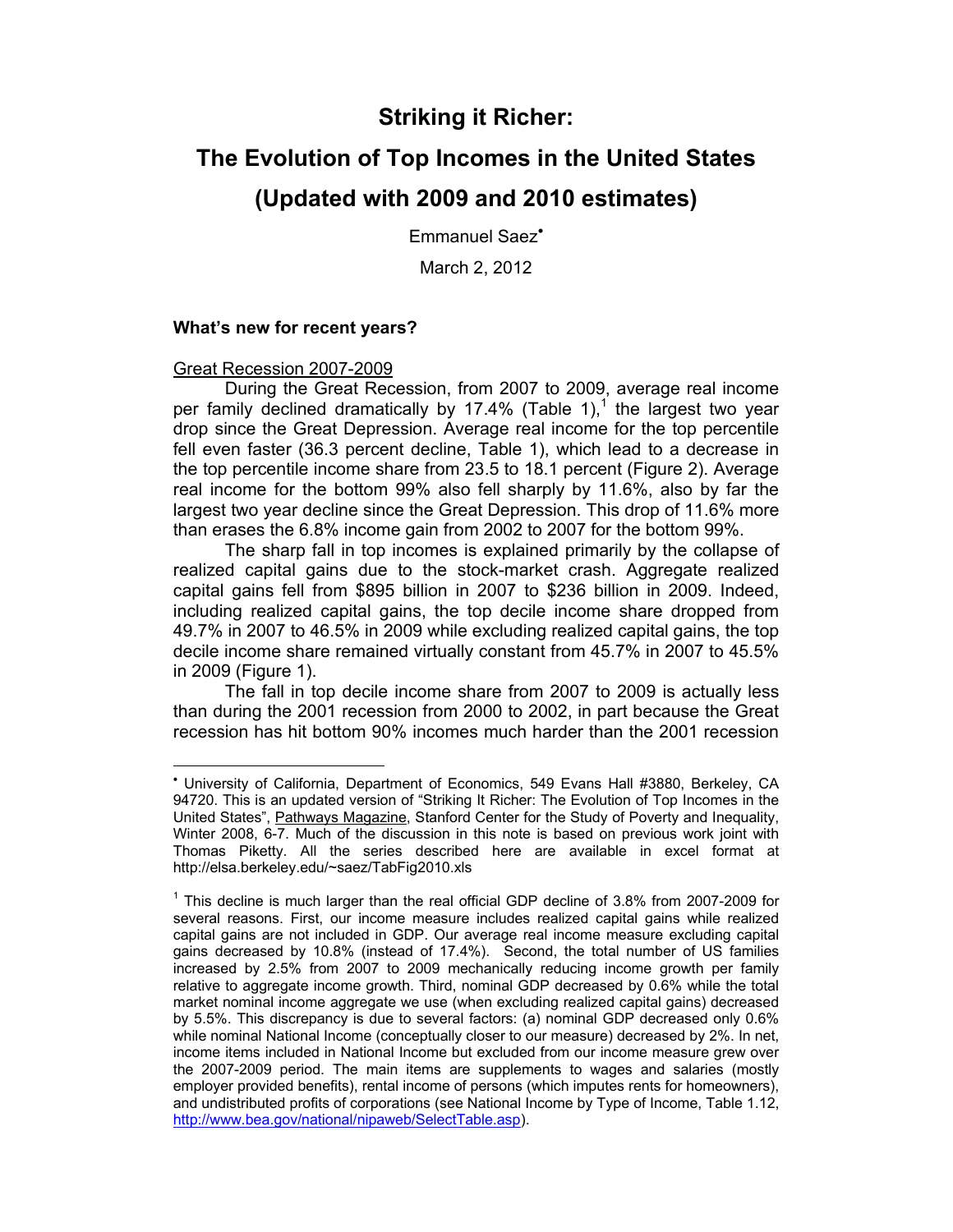# Striking it Richer:

# The Evolution of Top Incomes in the United States

# (Updated with 2009 and 2010 estimates)

Emmanuel Saez•

March 2, 2012

### What's new for recent years?

Great Recession 2007-2009

During the Great Recession, from 2007 to 2009, average real income per family declined dramatically by 17.4% (Table 1),[1] the largest two year drop since the Great Depression. Average real income for the top percentile fell even faster (36.3 percent decline, Table 1), which lead to a decrease in the top percentile income share from 23.5 to 18.1 percent (Figure 2). Average real income for the bottom 99% also fell sharply by 11.6%, also by far the largest two year decline since the Great Depression. This drop of 11.6% more than erases the 6.8% income gain from 2002 to 2007 for the bottom 99%.

The sharp fall in top incomes is explained primarily by the collapse of realized capital gains due to the stock-market crash. Aggregate realized capital gains fell from $895 billion in 2007 to $236 billion in 2009. Indeed, including realized capital gains, the top decile income share dropped from 49.7% in 2007 to 46.5% in 2009 while excluding realized capital gains, the top decile income share remained virtually constant from 45.7% in 2007 to 45.5% in 2009 (Figure 1).

The fall in top decile income share from 2007 to 2009 is actually less than during the 2001 recession from 2000 to 2002, in part because the Great recession has hit bottom 90% incomes much harder than the 2001 recession

---

• University of California, Department of Economics, 549 Evans Hall #3880, Berkeley, CA 94720. This is an updated version of "Striking It Richer: The Evolution of Top Incomes in the United States", Pathways Magazine, Stanford Center for the Study of Poverty and Inequality, Winter 2008, 6-7. Much of the discussion in this note is based on previous work joint with Thomas Piketty. All the series described here are available in excel format at http://elsa.berkeley.edu/~saez/TabFig2010.xls

[1] This decline is much larger than the real official GDP decline of 3.8% from 2007-2009 for several reasons. First, our income measure includes realized capital gains while realized capital gains are not included in GDP. Our average real income measure excluding capital gains decreased by 10.8% (instead of 17.4%). Second, the total number of US families increased by 2.5% from 2007 to 2009 mechanically reducing income growth per family relative to aggregate income growth. Third, nominal GDP decreased by 0.6% while the total market nominal income aggregate we use (when excluding realized capital gains) decreased by 5.5%. This discrepancy is due to several factors: (a) nominal GDP decreased only 0.6% while nominal National Income (conceptually closer to our measure) decreased by 2%. In net, income items included in National Income but excluded from our income measure grew over the 2007-2009 period. The main items are supplements to wages and salaries (mostly employer provided benefits), rental income of persons (which imputes rents for homeowners), and undistributed profits of corporations (see National Income by Type of Income, Table 1.12, http://www.bea.gov/national/nipaweb/SelectTable.asp).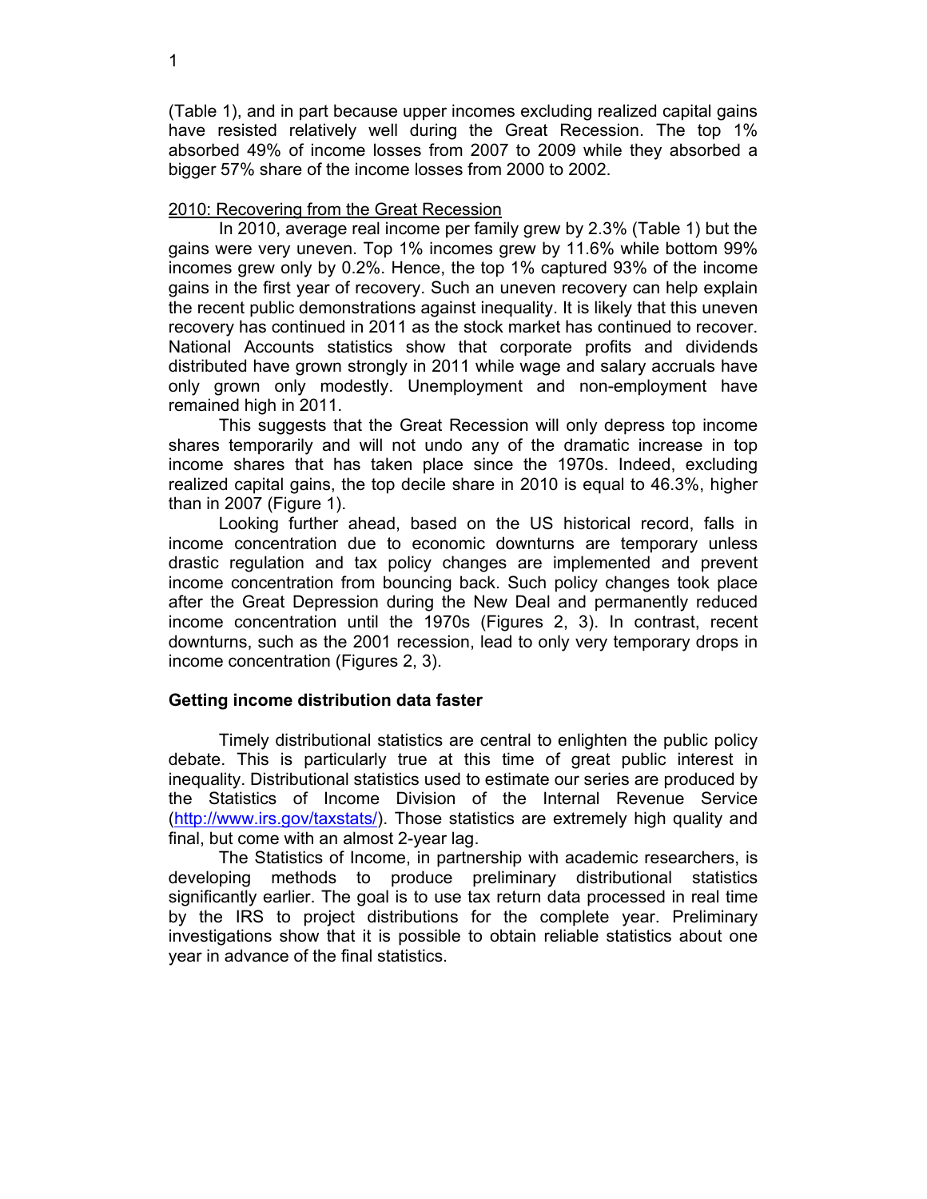(Table 1), and in part because upper incomes excluding realized capital gains have resisted relatively well during the Great Recession. The top 1% absorbed 49% of income losses from 2007 to 2009 while they absorbed a bigger 57% share of the income losses from 2000 to 2002.

<u>2010: Recovering from the Great Recession</u>

In 2010, average real income per family grew by 2.3% (Table 1) but the gains were very uneven. Top 1% incomes grew by 11.6% while bottom 99% incomes grew only by 0.2%. Hence, the top 1% captured 93% of the income gains in the first year of recovery. Such an uneven recovery can help explain the recent public demonstrations against inequality. It is likely that this uneven recovery has continued in 2011 as the stock market has continued to recover. National Accounts statistics show that corporate profits and dividends distributed have grown strongly in 2011 while wage and salary accruals have only grown only modestly. Unemployment and non-employment have remained high in 2011.

This suggests that the Great Recession will only depress top income shares temporarily and will not undo any of the dramatic increase in top income shares that has taken place since the 1970s. Indeed, excluding realized capital gains, the top decile share in 2010 is equal to 46.3%, higher than in 2007 (Figure 1).

Looking further ahead, based on the US historical record, falls in income concentration due to economic downturns are temporary unless drastic regulation and tax policy changes are implemented and prevent income concentration from bouncing back. Such policy changes took place after the Great Depression during the New Deal and permanently reduced income concentration until the 1970s (Figures 2, 3). In contrast, recent downturns, such as the 2001 recession, lead to only very temporary drops in income concentration (Figures 2, 3).

**Getting income distribution data faster**

Timely distributional statistics are central to enlighten the public policy debate. This is particularly true at this time of great public interest in inequality. Distributional statistics used to estimate our series are produced by the Statistics of Income Division of the Internal Revenue Service (http://www.irs.gov/taxstats/). Those statistics are extremely high quality and final, but come with an almost 2-year lag.

The Statistics of Income, in partnership with academic researchers, is developing methods to produce preliminary distributional statistics significantly earlier. The goal is to use tax return data processed in real time by the IRS to project distributions for the complete year. Preliminary investigations show that it is possible to obtain reliable statistics about one year in advance of the final statistics.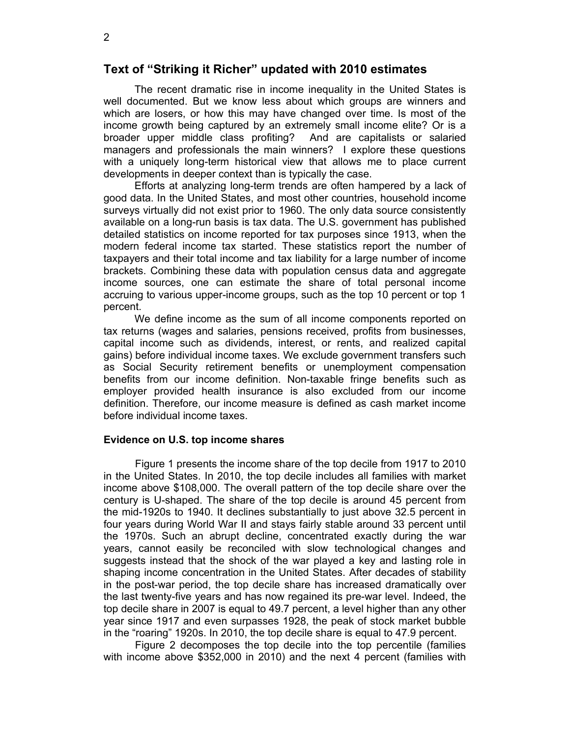## Text of "Striking it Richer" updated with 2010 estimates

The recent dramatic rise in income inequality in the United States is well documented. But we know less about which groups are winners and which are losers, or how this may have changed over time. Is most of the income growth being captured by an extremely small income elite? Or is a broader upper middle class profiting? And are capitalists or salaried managers and professionals the main winners? I explore these questions with a uniquely long-term historical view that allows me to place current developments in deeper context than is typically the case.

Efforts at analyzing long-term trends are often hampered by a lack of good data. In the United States, and most other countries, household income surveys virtually did not exist prior to 1960. The only data source consistently available on a long-run basis is tax data. The U.S. government has published detailed statistics on income reported for tax purposes since 1913, when the modern federal income tax started. These statistics report the number of taxpayers and their total income and tax liability for a large number of income brackets. Combining these data with population census data and aggregate income sources, one can estimate the share of total personal income accruing to various upper-income groups, such as the top 10 percent or top 1 percent.

We define income as the sum of all income components reported on tax returns (wages and salaries, pensions received, profits from businesses, capital income such as dividends, interest, or rents, and realized capital gains) before individual income taxes. We exclude government transfers such as Social Security retirement benefits or unemployment compensation benefits from our income definition. Non-taxable fringe benefits such as employer provided health insurance is also excluded from our income definition. Therefore, our income measure is defined as cash market income before individual income taxes.

### Evidence on U.S. top income shares

Figure 1 presents the income share of the top decile from 1917 to 2010 in the United States. In 2010, the top decile includes all families with market income above $108,000. The overall pattern of the top decile share over the century is U-shaped. The share of the top decile is around 45 percent from the mid-1920s to 1940. It declines substantially to just above 32.5 percent in four years during World War II and stays fairly stable around 33 percent until the 1970s. Such an abrupt decline, concentrated exactly during the war years, cannot easily be reconciled with slow technological changes and suggests instead that the shock of the war played a key and lasting role in shaping income concentration in the United States. After decades of stability in the post-war period, the top decile share has increased dramatically over the last twenty-five years and has now regained its pre-war level. Indeed, the top decile share in 2007 is equal to 49.7 percent, a level higher than any other year since 1917 and even surpasses 1928, the peak of stock market bubble in the "roaring" 1920s. In 2010, the top decile share is equal to 47.9 percent.

Figure 2 decomposes the top decile into the top percentile (families with income above $352,000 in 2010) and the next 4 percent (families with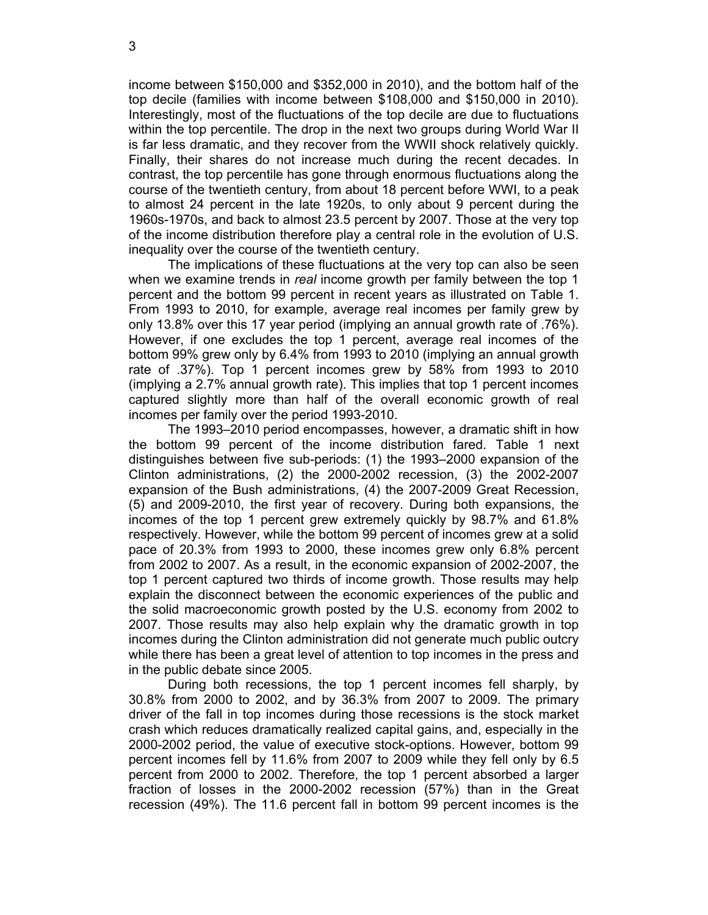income between $150,000 and $352,000 in 2010), and the bottom half of the top decile (families with income between $108,000 and $150,000 in 2010). Interestingly, most of the fluctuations of the top decile are due to fluctuations within the top percentile. The drop in the next two groups during World War II is far less dramatic, and they recover from the WWII shock relatively quickly. Finally, their shares do not increase much during the recent decades. In contrast, the top percentile has gone through enormous fluctuations along the course of the twentieth century, from about 18 percent before WWI, to a peak to almost 24 percent in the late 1920s, to only about 9 percent during the 1960s-1970s, and back to almost 23.5 percent by 2007. Those at the very top of the income distribution therefore play a central role in the evolution of U.S. inequality over the course of the twentieth century.

The implications of these fluctuations at the very top can also be seen when we examine trends in *real* income growth per family between the top 1 percent and the bottom 99 percent in recent years as illustrated on Table 1. From 1993 to 2010, for example, average real incomes per family grew by only 13.8% over this 17 year period (implying an annual growth rate of .76%). However, if one excludes the top 1 percent, average real incomes of the bottom 99% grew only by 6.4% from 1993 to 2010 (implying an annual growth rate of .37%). Top 1 percent incomes grew by 58% from 1993 to 2010 (implying a 2.7% annual growth rate). This implies that top 1 percent incomes captured slightly more than half of the overall economic growth of real incomes per family over the period 1993-2010.

The 1993–2010 period encompasses, however, a dramatic shift in how the bottom 99 percent of the income distribution fared. Table 1 next distinguishes between five sub-periods: (1) the 1993–2000 expansion of the Clinton administrations, (2) the 2000-2002 recession, (3) the 2002-2007 expansion of the Bush administrations, (4) the 2007-2009 Great Recession, (5) and 2009-2010, the first year of recovery. During both expansions, the incomes of the top 1 percent grew extremely quickly by 98.7% and 61.8% respectively. However, while the bottom 99 percent of incomes grew at a solid pace of 20.3% from 1993 to 2000, these incomes grew only 6.8% percent from 2002 to 2007. As a result, in the economic expansion of 2002-2007, the top 1 percent captured two thirds of income growth. Those results may help explain the disconnect between the economic experiences of the public and the solid macroeconomic growth posted by the U.S. economy from 2002 to 2007. Those results may also help explain why the dramatic growth in top incomes during the Clinton administration did not generate much public outcry while there has been a great level of attention to top incomes in the press and in the public debate since 2005.

During both recessions, the top 1 percent incomes fell sharply, by 30.8% from 2000 to 2002, and by 36.3% from 2007 to 2009. The primary driver of the fall in top incomes during those recessions is the stock market crash which reduces dramatically realized capital gains, and, especially in the 2000-2002 period, the value of executive stock-options. However, bottom 99 percent incomes fell by 11.6% from 2007 to 2009 while they fell only by 6.5 percent from 2000 to 2002. Therefore, the top 1 percent absorbed a larger fraction of losses in the 2000-2002 recession (57%) than in the Great recession (49%). The 11.6 percent fall in bottom 99 percent incomes is the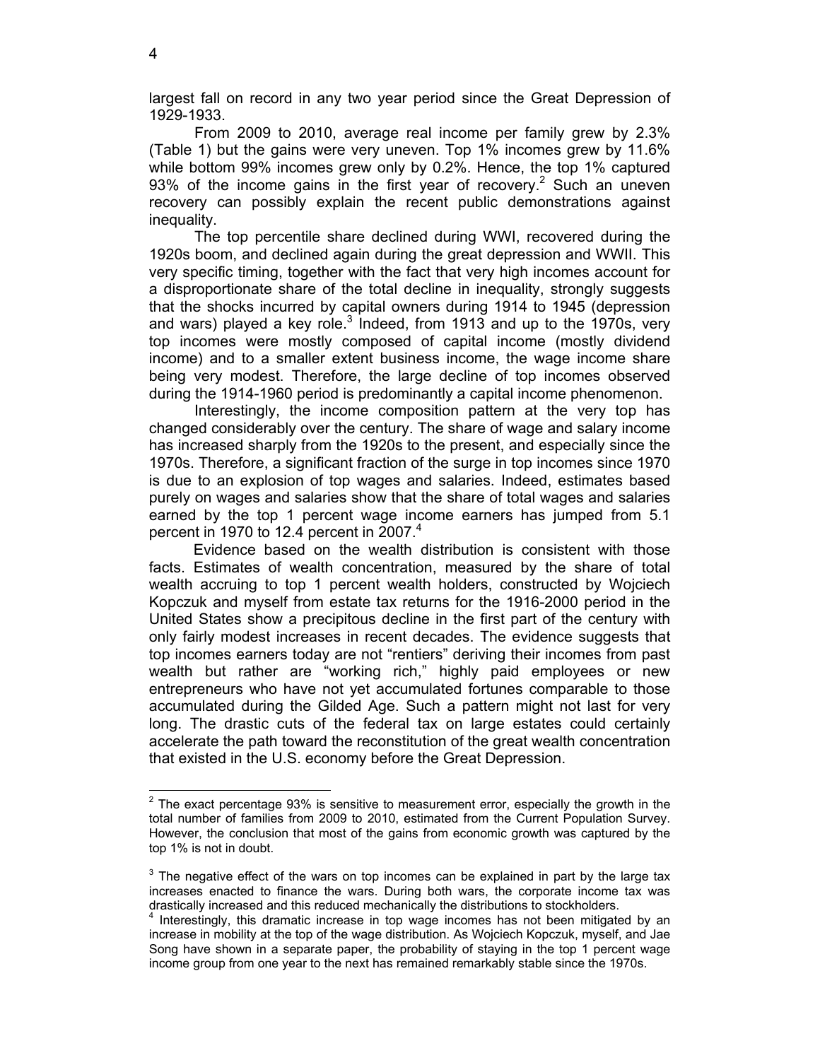largest fall on record in any two year period since the Great Depression of 1929-1933.

From 2009 to 2010, average real income per family grew by 2.3% (Table 1) but the gains were very uneven. Top 1% incomes grew by 11.6% while bottom 99% incomes grew only by 0.2%. Hence, the top 1% captured 93% of the income gains in the first year of recovery.[2] Such an uneven recovery can possibly explain the recent public demonstrations against inequality.

The top percentile share declined during WWI, recovered during the 1920s boom, and declined again during the great depression and WWII. This very specific timing, together with the fact that very high incomes account for a disproportionate share of the total decline in inequality, strongly suggests that the shocks incurred by capital owners during 1914 to 1945 (depression and wars) played a key role.[3] Indeed, from 1913 and up to the 1970s, very top incomes were mostly composed of capital income (mostly dividend income) and to a smaller extent business income, the wage income share being very modest. Therefore, the large decline of top incomes observed during the 1914-1960 period is predominantly a capital income phenomenon.

Interestingly, the income composition pattern at the very top has changed considerably over the century. The share of wage and salary income has increased sharply from the 1920s to the present, and especially since the 1970s. Therefore, a significant fraction of the surge in top incomes since 1970 is due to an explosion of top wages and salaries. Indeed, estimates based purely on wages and salaries show that the share of total wages and salaries earned by the top 1 percent wage income earners has jumped from 5.1 percent in 1970 to 12.4 percent in 2007.[4]

Evidence based on the wealth distribution is consistent with those facts. Estimates of wealth concentration, measured by the share of total wealth accruing to top 1 percent wealth holders, constructed by Wojciech Kopczuk and myself from estate tax returns for the 1916-2000 period in the United States show a precipitous decline in the first part of the century with only fairly modest increases in recent decades. The evidence suggests that top incomes earners today are not "rentiers" deriving their incomes from past wealth but rather are "working rich," highly paid employees or new entrepreneurs who have not yet accumulated fortunes comparable to those accumulated during the Gilded Age. Such a pattern might not last for very long. The drastic cuts of the federal tax on large estates could certainly accelerate the path toward the reconstitution of the great wealth concentration that existed in the U.S. economy before the Great Depression.

---

[2] The exact percentage 93% is sensitive to measurement error, especially the growth in the total number of families from 2009 to 2010, estimated from the Current Population Survey. However, the conclusion that most of the gains from economic growth was captured by the top 1% is not in doubt.

[3] The negative effect of the wars on top incomes can be explained in part by the large tax increases enacted to finance the wars. During both wars, the corporate income tax was drastically increased and this reduced mechanically the distributions to stockholders.

[4] Interestingly, this dramatic increase in top wage incomes has not been mitigated by an increase in mobility at the top of the wage distribution. As Wojciech Kopczuk, myself, and Jae Song have shown in a separate paper, the probability of staying in the top 1 percent wage income group from one year to the next has remained remarkably stable since the 1970s.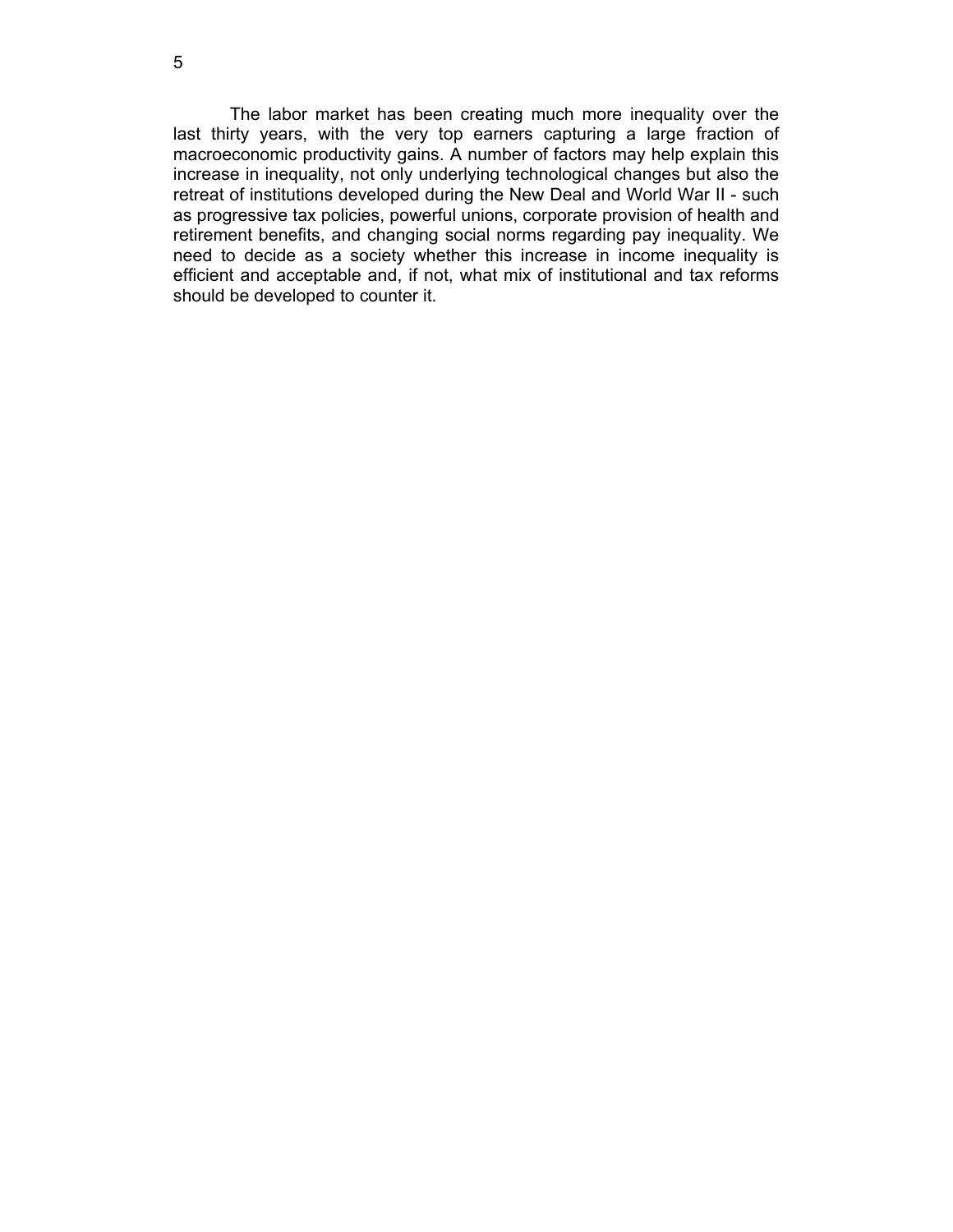The labor market has been creating much more inequality over the last thirty years, with the very top earners capturing a large fraction of macroeconomic productivity gains. A number of factors may help explain this increase in inequality, not only underlying technological changes but also the retreat of institutions developed during the New Deal and World War II - such as progressive tax policies, powerful unions, corporate provision of health and retirement benefits, and changing social norms regarding pay inequality. We need to decide as a society whether this increase in income inequality is efficient and acceptable and, if not, what mix of institutional and tax reforms should be developed to counter it.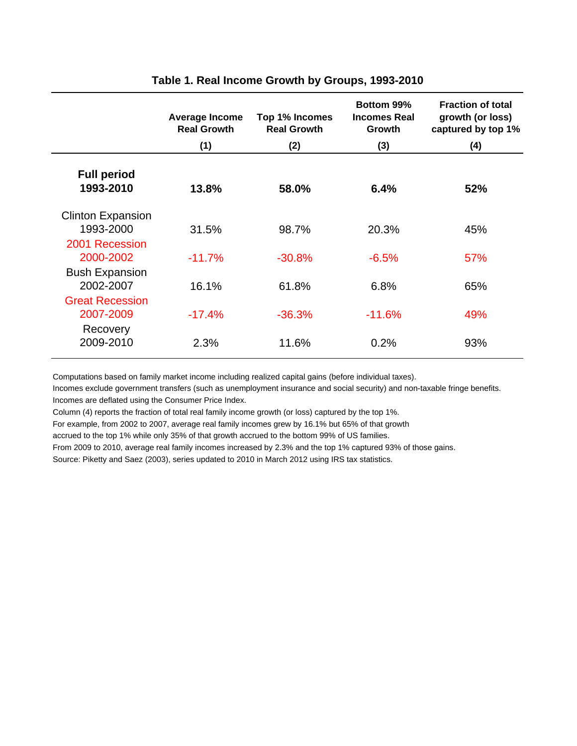## Table 1. Real Income Growth by Groups, 1993-2010

| | Average Income Real Growth | Top 1% Incomes Real Growth | Bottom 99% Incomes Real Growth | Fraction of total growth (or loss) captured by top 1% |
|---|---|---|---|---|
| | (1) | (2) | (3) | (4) |
| **Full period 1993-2010** | **13.8%** | **58.0%** | **6.4%** | **52%** |
| Clinton Expansion 1993-2000 | 31.5% | 98.7% | 20.3% | 45% |
| 2001 Recession 2000-2002 | -11.7% | -30.8% | -6.5% | 57% |
| Bush Expansion 2002-2007 | 16.1% | 61.8% | 6.8% | 65% |
| Great Recession 2007-2009 | -17.4% | -36.3% | -11.6% | 49% |
| Recovery 2009-2010 | 2.3% | 11.6% | 0.2% | 93% |

Computations based on family market income including realized capital gains (before individual taxes).
Incomes exclude government transfers (such as unemployment insurance and social security) and non-taxable fringe benefits.
Incomes are deflated using the Consumer Price Index.
Column (4) reports the fraction of total real family income growth (or loss) captured by the top 1%.
For example, from 2002 to 2007, average real family incomes grew by 16.1% but 65% of that growth accrued to the top 1% while only 35% of that growth accrued to the bottom 99% of US families.
From 2009 to 2010, average real family incomes increased by 2.3% and the top 1% captured 93% of those gains.
Source: Piketty and Saez (2003), series updated to 2010 in March 2012 using IRS tax statistics.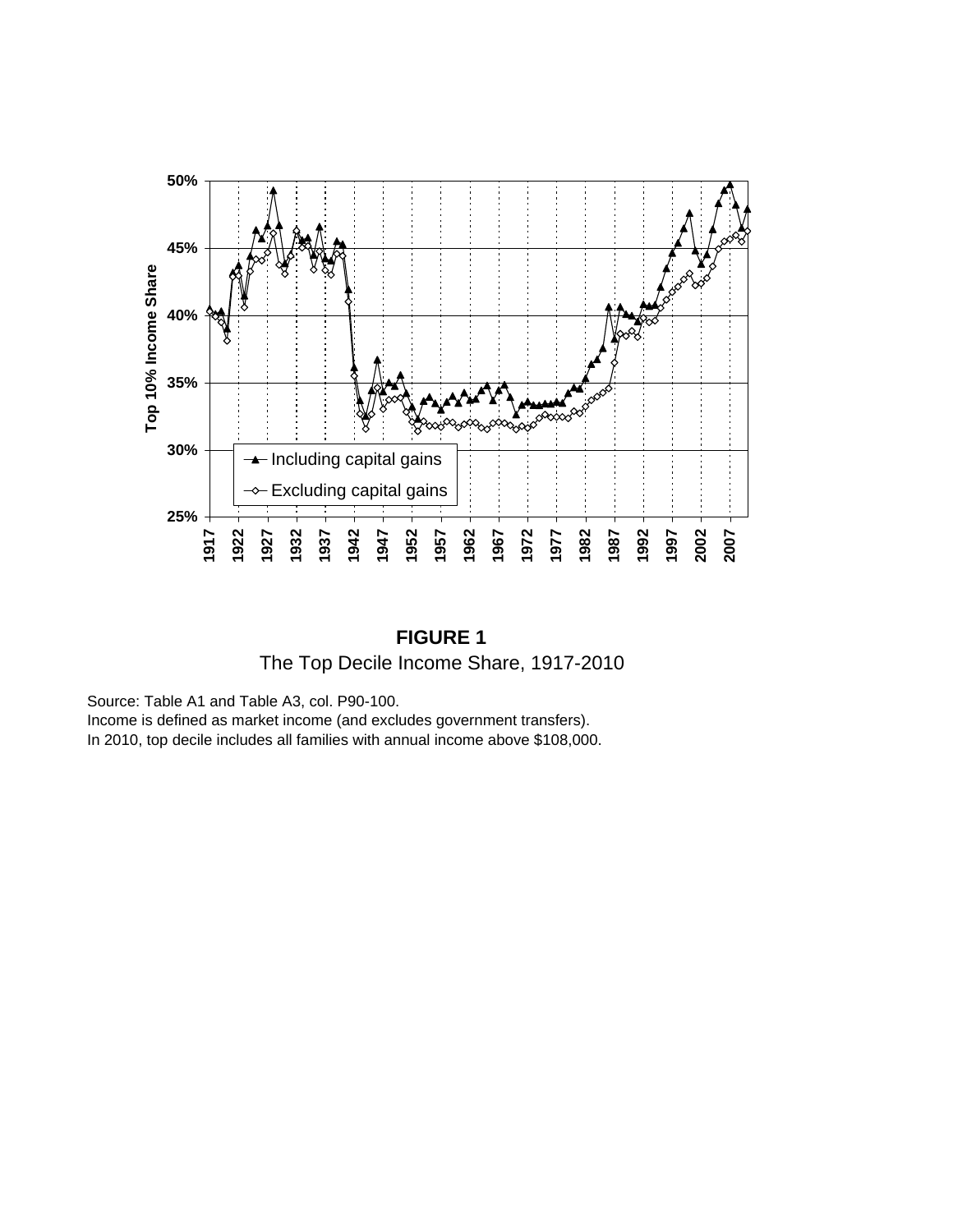**FIGURE 1**

The Top Decile Income Share, 1917-2010

Source: Table A1 and Table A3, col. P90-100.
Income is defined as market income (and excludes government transfers).
In 2010, top decile includes all families with annual income above $108,000.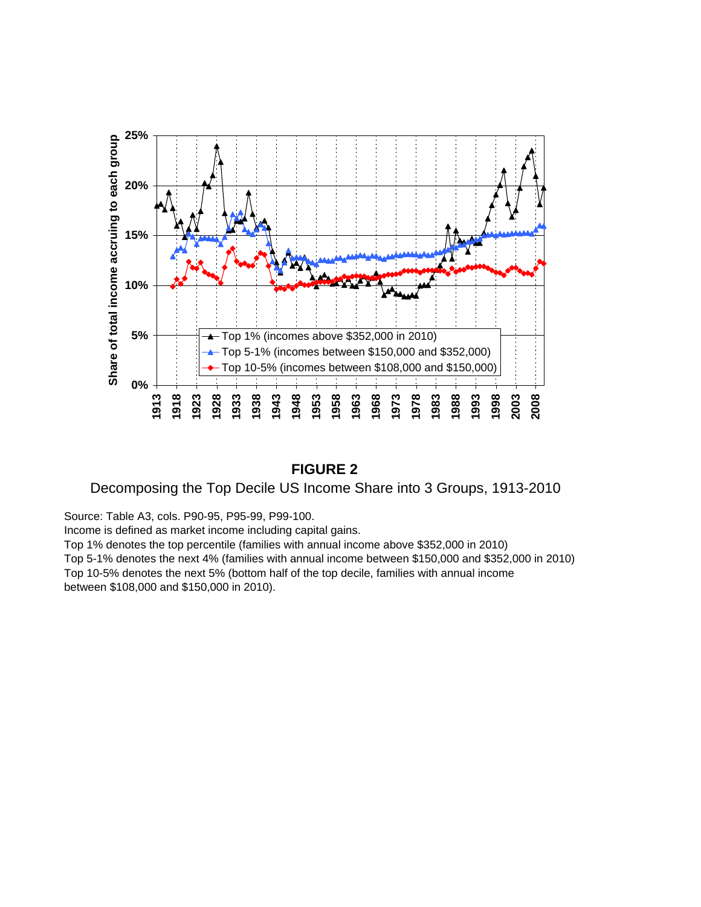**FIGURE 2**

Decomposing the Top Decile US Income Share into 3 Groups, 1913-2010

Source: Table A3, cols. P90-95, P95-99, P99-100.
Income is defined as market income including capital gains.
Top 1% denotes the top percentile (families with annual income above $352,000 in 2010)
Top 5-1% denotes the next 4% (families with annual income between $150,000 and $352,000 in 2010)
Top 10-5% denotes the next 5% (bottom half of the top decile, families with annual income between $108,000 and $150,000 in 2010).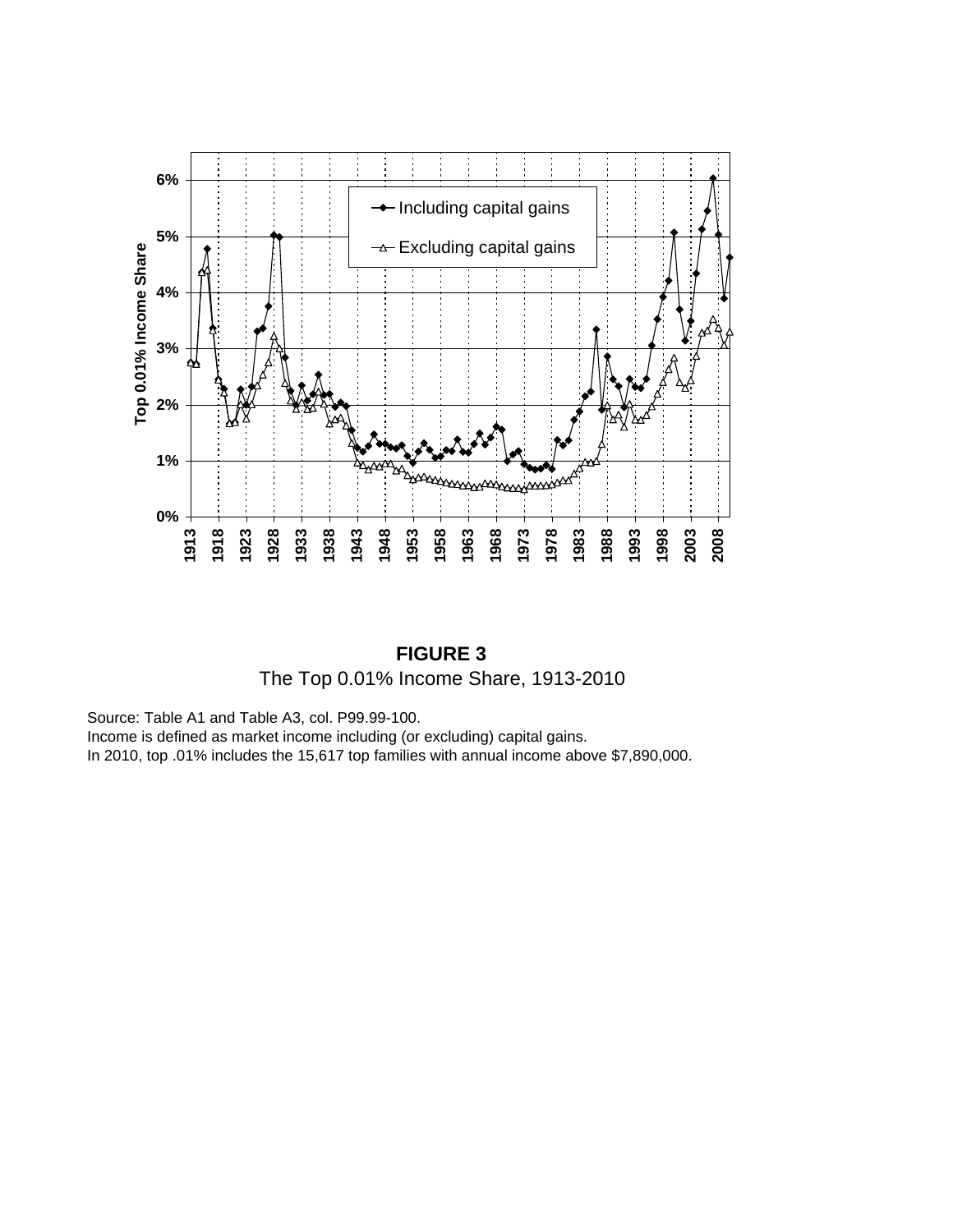6%

5%

4%

3%

2%

1%

0%

Top 0.01% Income Share

1913
1918
1923
1928
1933
1938
1943
1948
1953
1958
1963
1968
1973
1978
1983
1988
1993
1998
2003
2008

Including capital gains

Excluding capital gains

**FIGURE 3**

The Top 0.01% Income Share, 1913-2010

Source: Table A1 and Table A3, col. P99.99-100.
Income is defined as market income including (or excluding) capital gains.
In 2010, top .01% includes the 15,617 top families with annual income above $7,890,000.